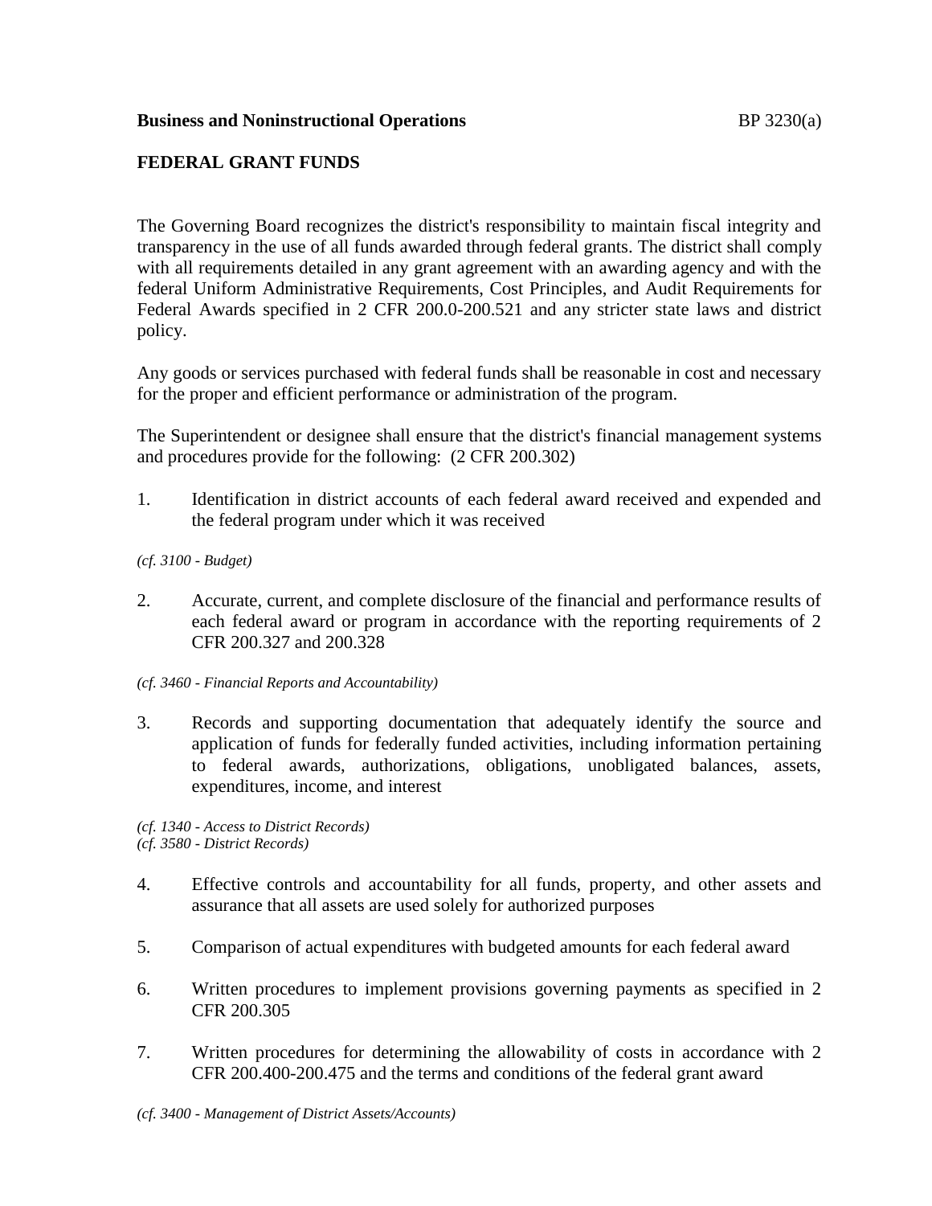**Business and Noninstructional Operations** BP 3230(a)

## FEDERAL GRANT FUNDS

The Governing Board recognizes the district's responsibility to maintain fiscal integrity and transparency in the use of all funds awarded through federal grants. The district shall comply with all requirements detailed in any grant agreement with an awarding agency and with the federal Uniform Administrative Requirements, Cost Principles, and Audit Requirements for Federal Awards specified in 2 CFR 200.0-200.521 and any stricter state laws and district policy.

Any goods or services purchased with federal funds shall be reasonable in cost and necessary for the proper and efficient performance or administration of the program.

The Superintendent or designee shall ensure that the district's financial management systems and procedures provide for the following: (2 CFR 200.302)

1. Identification in district accounts of each federal award received and expended and the federal program under which it was received

*(cf. 3100 - Budget)*

2. Accurate, current, and complete disclosure of the financial and performance results of each federal award or program in accordance with the reporting requirements of 2 CFR 200.327 and 200.328

*(cf. 3460 - Financial Reports and Accountability)*

3. Records and supporting documentation that adequately identify the source and application of funds for federally funded activities, including information pertaining to federal awards, authorizations, obligations, unobligated balances, assets, expenditures, income, and interest

*(cf. 1340 - Access to District Records)*
*(cf. 3580 - District Records)*

4. Effective controls and accountability for all funds, property, and other assets and assurance that all assets are used solely for authorized purposes

5. Comparison of actual expenditures with budgeted amounts for each federal award

6. Written procedures to implement provisions governing payments as specified in 2 CFR 200.305

7. Written procedures for determining the allowability of costs in accordance with 2 CFR 200.400-200.475 and the terms and conditions of the federal grant award

*(cf. 3400 - Management of District Assets/Accounts)*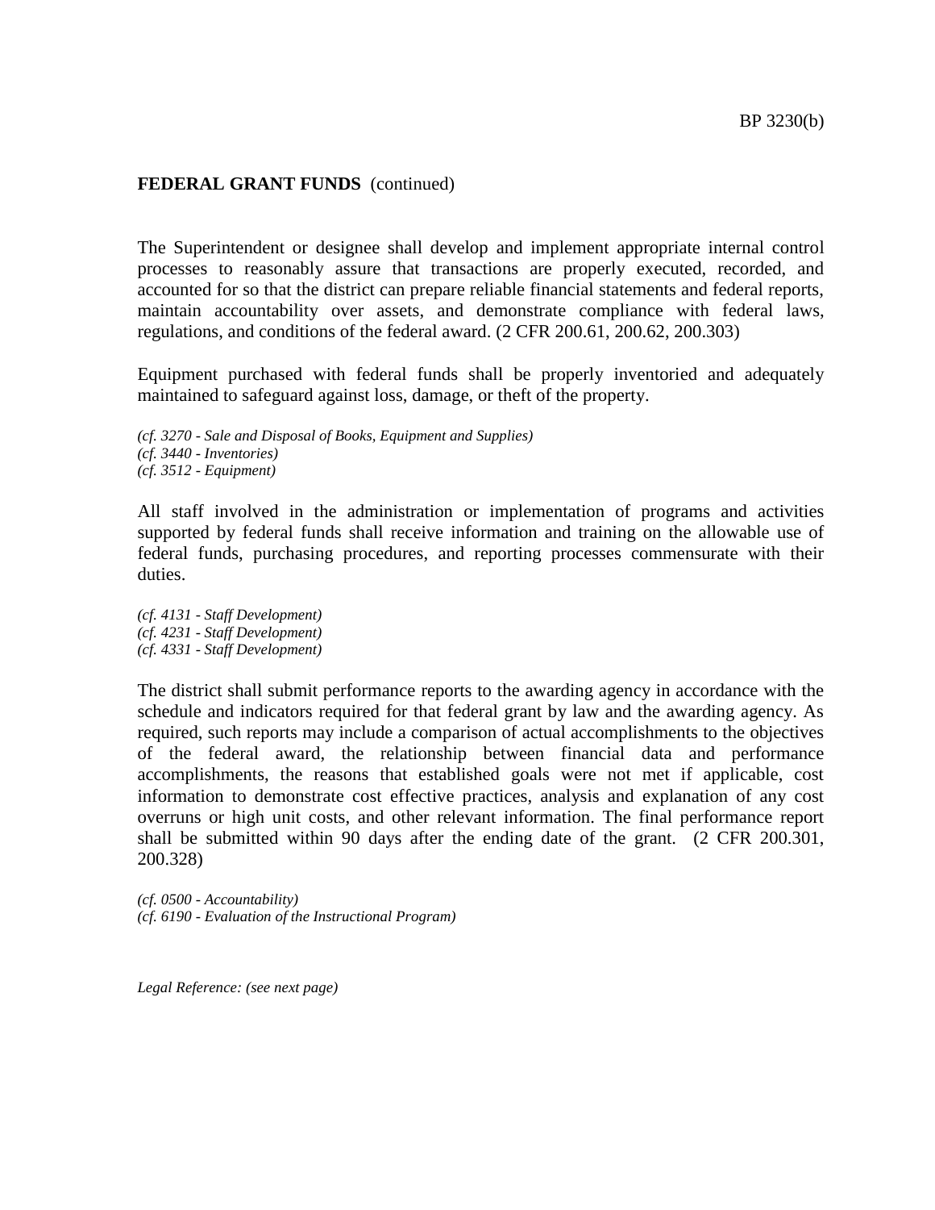**FEDERAL GRANT FUNDS** (continued)

The Superintendent or designee shall develop and implement appropriate internal control processes to reasonably assure that transactions are properly executed, recorded, and accounted for so that the district can prepare reliable financial statements and federal reports, maintain accountability over assets, and demonstrate compliance with federal laws, regulations, and conditions of the federal award. (2 CFR 200.61, 200.62, 200.303)

Equipment purchased with federal funds shall be properly inventoried and adequately maintained to safeguard against loss, damage, or theft of the property.

*(cf. 3270 - Sale and Disposal of Books, Equipment and Supplies)*
*(cf. 3440 - Inventories)*
*(cf. 3512 - Equipment)*

All staff involved in the administration or implementation of programs and activities supported by federal funds shall receive information and training on the allowable use of federal funds, purchasing procedures, and reporting processes commensurate with their duties.

*(cf. 4131 - Staff Development)*
*(cf. 4231 - Staff Development)*
*(cf. 4331 - Staff Development)*

The district shall submit performance reports to the awarding agency in accordance with the schedule and indicators required for that federal grant by law and the awarding agency. As required, such reports may include a comparison of actual accomplishments to the objectives of the federal award, the relationship between financial data and performance accomplishments, the reasons that established goals were not met if applicable, cost information to demonstrate cost effective practices, analysis and explanation of any cost overruns or high unit costs, and other relevant information. The final performance report shall be submitted within 90 days after the ending date of the grant. (2 CFR 200.301, 200.328)

*(cf. 0500 - Accountability)*
*(cf. 6190 - Evaluation of the Instructional Program)*

*Legal Reference: (see next page)*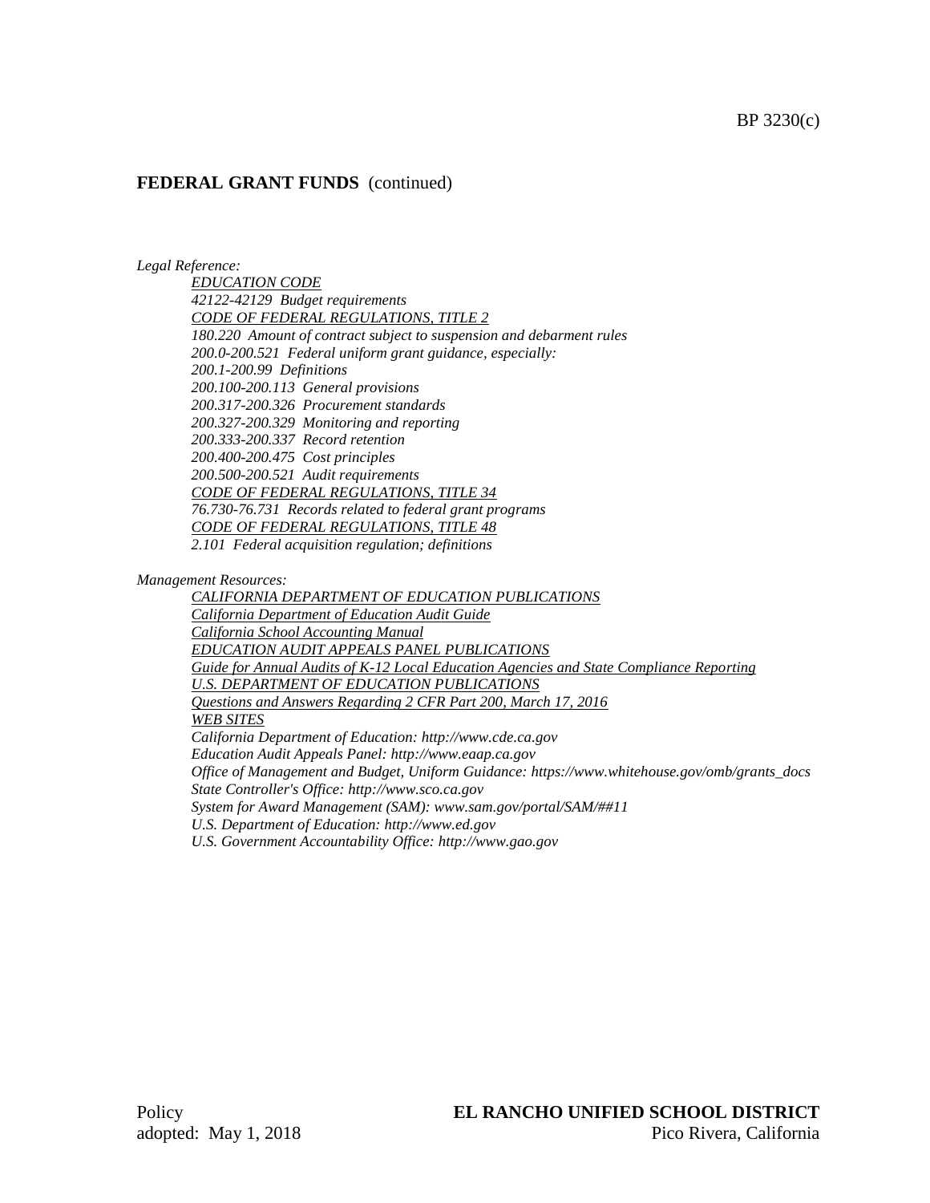## FEDERAL GRANT FUNDS (continued)

*Legal Reference:*

*EDUCATION CODE*
*42122-42129 Budget requirements*
*CODE OF FEDERAL REGULATIONS, TITLE 2*
*180.220 Amount of contract subject to suspension and debarment rules*
*200.0-200.521 Federal uniform grant guidance, especially:*
*200.1-200.99 Definitions*
*200.100-200.113 General provisions*
*200.317-200.326 Procurement standards*
*200.327-200.329 Monitoring and reporting*
*200.333-200.337 Record retention*
*200.400-200.475 Cost principles*
*200.500-200.521 Audit requirements*
*CODE OF FEDERAL REGULATIONS, TITLE 34*
*76.730-76.731 Records related to federal grant programs*
*CODE OF FEDERAL REGULATIONS, TITLE 48*
*2.101 Federal acquisition regulation; definitions*

*Management Resources:*

*CALIFORNIA DEPARTMENT OF EDUCATION PUBLICATIONS*
*California Department of Education Audit Guide*
*California School Accounting Manual*
*EDUCATION AUDIT APPEALS PANEL PUBLICATIONS*
*Guide for Annual Audits of K-12 Local Education Agencies and State Compliance Reporting*
*U.S. DEPARTMENT OF EDUCATION PUBLICATIONS*
*Questions and Answers Regarding 2 CFR Part 200, March 17, 2016*
*WEB SITES*
*California Department of Education: http://www.cde.ca.gov*
*Education Audit Appeals Panel: http://www.eaap.ca.gov*
*Office of Management and Budget, Uniform Guidance: https://www.whitehouse.gov/omb/grants_docs*
*State Controller's Office: http://www.sco.ca.gov*
*System for Award Management (SAM): www.sam.gov/portal/SAM/##11*
*U.S. Department of Education: http://www.ed.gov*
*U.S. Government Accountability Office: http://www.gao.gov*

Policy
adopted: May 1, 2018

**EL RANCHO UNIFIED SCHOOL DISTRICT**
Pico Rivera, California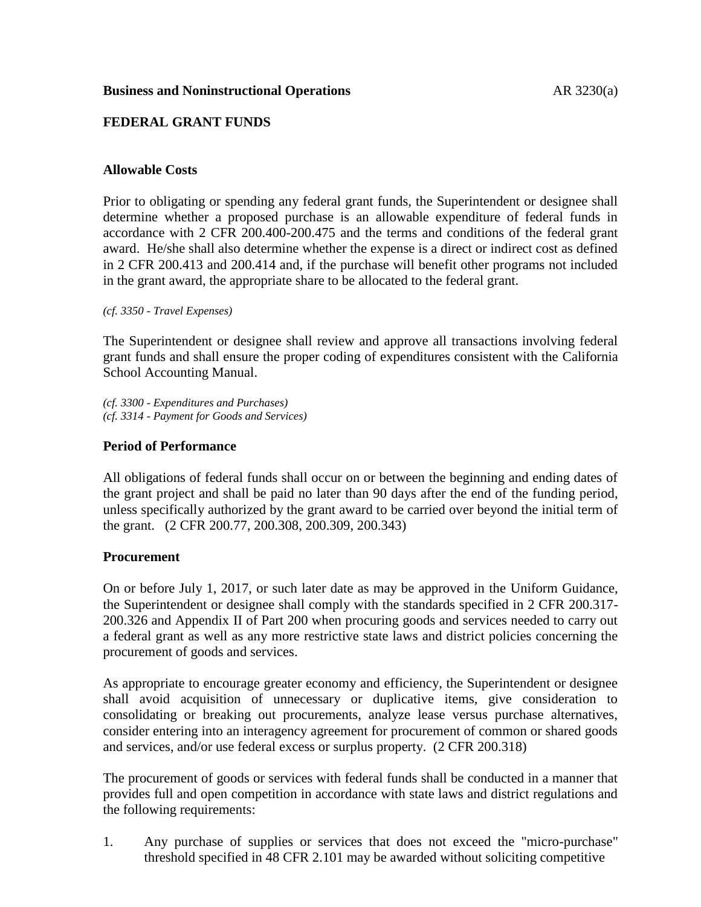**Business and Noninstructional Operations**

## FEDERAL GRANT FUNDS

### Allowable Costs

Prior to obligating or spending any federal grant funds, the Superintendent or designee shall determine whether a proposed purchase is an allowable expenditure of federal funds in accordance with 2 CFR 200.400-200.475 and the terms and conditions of the federal grant award. He/she shall also determine whether the expense is a direct or indirect cost as defined in 2 CFR 200.413 and 200.414 and, if the purchase will benefit other programs not included in the grant award, the appropriate share to be allocated to the federal grant.

*(cf. 3350 - Travel Expenses)*

The Superintendent or designee shall review and approve all transactions involving federal grant funds and shall ensure the proper coding of expenditures consistent with the California School Accounting Manual.

*(cf. 3300 - Expenditures and Purchases)*
*(cf. 3314 - Payment for Goods and Services)*

### Period of Performance

All obligations of federal funds shall occur on or between the beginning and ending dates of the grant project and shall be paid no later than 90 days after the end of the funding period, unless specifically authorized by the grant award to be carried over beyond the initial term of the grant. (2 CFR 200.77, 200.308, 200.309, 200.343)

### Procurement

On or before July 1, 2017, or such later date as may be approved in the Uniform Guidance, the Superintendent or designee shall comply with the standards specified in 2 CFR 200.317-200.326 and Appendix II of Part 200 when procuring goods and services needed to carry out a federal grant as well as any more restrictive state laws and district policies concerning the procurement of goods and services.

As appropriate to encourage greater economy and efficiency, the Superintendent or designee shall avoid acquisition of unnecessary or duplicative items, give consideration to consolidating or breaking out procurements, analyze lease versus purchase alternatives, consider entering into an interagency agreement for procurement of common or shared goods and services, and/or use federal excess or surplus property. (2 CFR 200.318)

The procurement of goods or services with federal funds shall be conducted in a manner that provides full and open competition in accordance with state laws and district regulations and the following requirements:

1. Any purchase of supplies or services that does not exceed the "micro-purchase" threshold specified in 48 CFR 2.101 may be awarded without soliciting competitive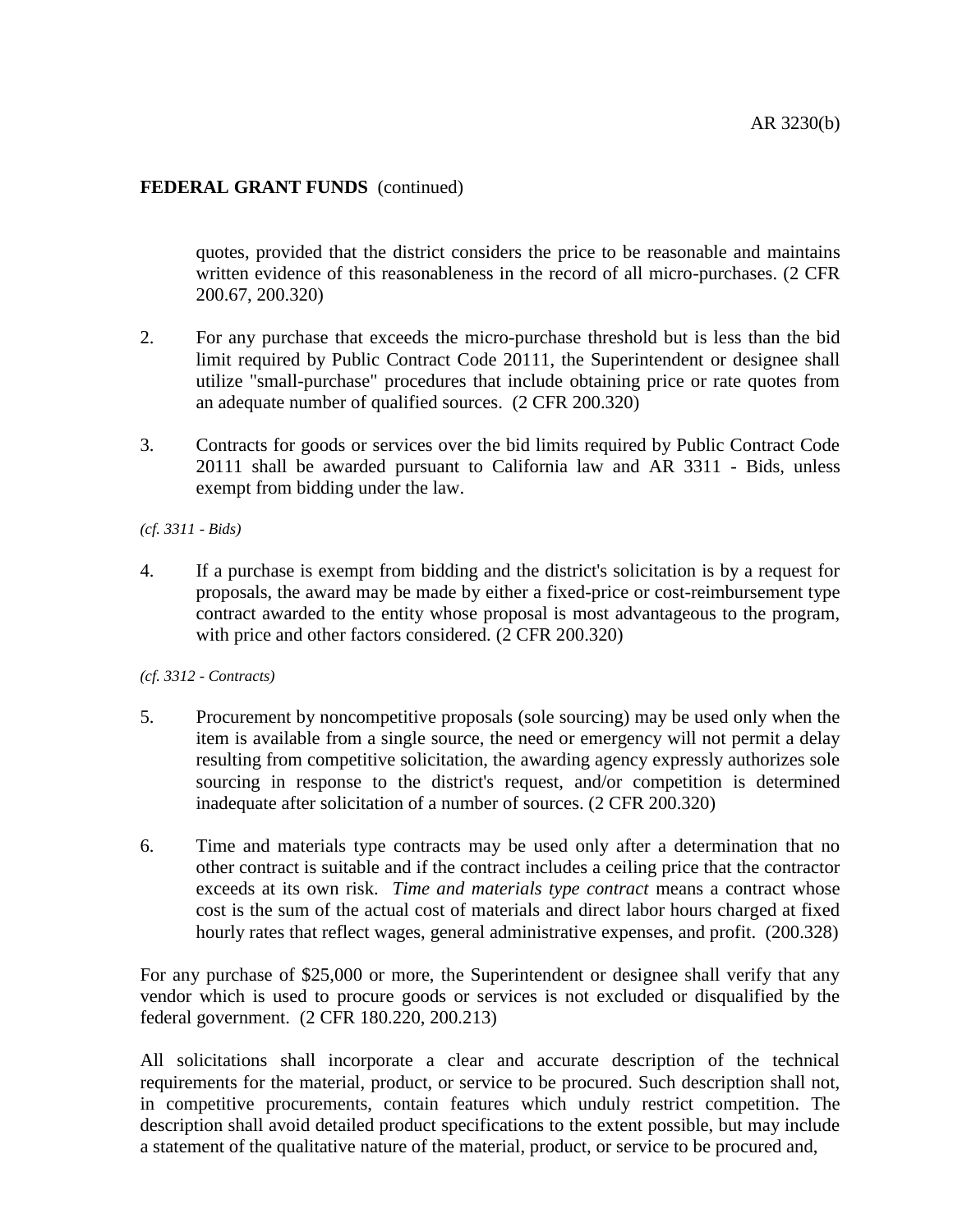quotes, provided that the district considers the price to be reasonable and maintains written evidence of this reasonableness in the record of all micro-purchases. (2 CFR 200.67, 200.320)

2. For any purchase that exceeds the micro-purchase threshold but is less than the bid limit required by Public Contract Code 20111, the Superintendent or designee shall utilize "small-purchase" procedures that include obtaining price or rate quotes from an adequate number of qualified sources. (2 CFR 200.320)

3. Contracts for goods or services over the bid limits required by Public Contract Code 20111 shall be awarded pursuant to California law and AR 3311 - Bids, unless exempt from bidding under the law.

*(cf. 3311 - Bids)*

4. If a purchase is exempt from bidding and the district's solicitation is by a request for proposals, the award may be made by either a fixed-price or cost-reimbursement type contract awarded to the entity whose proposal is most advantageous to the program, with price and other factors considered. (2 CFR 200.320)

*(cf. 3312 - Contracts)*

5. Procurement by noncompetitive proposals (sole sourcing) may be used only when the item is available from a single source, the need or emergency will not permit a delay resulting from competitive solicitation, the awarding agency expressly authorizes sole sourcing in response to the district's request, and/or competition is determined inadequate after solicitation of a number of sources. (2 CFR 200.320)

6. Time and materials type contracts may be used only after a determination that no other contract is suitable and if the contract includes a ceiling price that the contractor exceeds at its own risk. *Time and materials type contract* means a contract whose cost is the sum of the actual cost of materials and direct labor hours charged at fixed hourly rates that reflect wages, general administrative expenses, and profit. (200.328)

For any purchase of $25,000 or more, the Superintendent or designee shall verify that any vendor which is used to procure goods or services is not excluded or disqualified by the federal government. (2 CFR 180.220, 200.213)

All solicitations shall incorporate a clear and accurate description of the technical requirements for the material, product, or service to be procured. Such description shall not, in competitive procurements, contain features which unduly restrict competition. The description shall avoid detailed product specifications to the extent possible, but may include a statement of the qualitative nature of the material, product, or service to be procured and,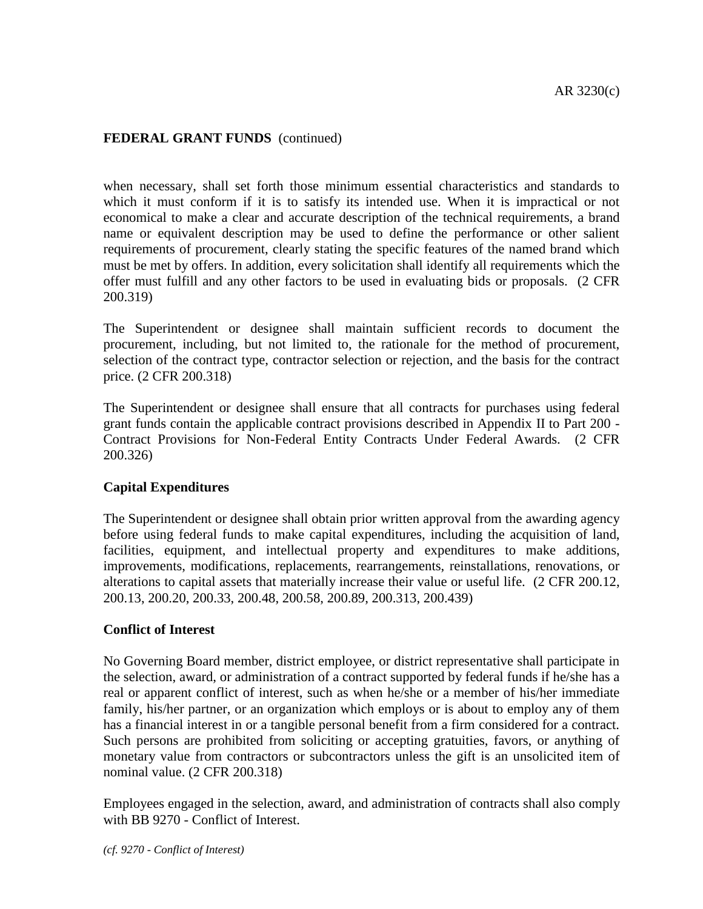when necessary, shall set forth those minimum essential characteristics and standards to which it must conform if it is to satisfy its intended use. When it is impractical or not economical to make a clear and accurate description of the technical requirements, a brand name or equivalent description may be used to define the performance or other salient requirements of procurement, clearly stating the specific features of the named brand which must be met by offers. In addition, every solicitation shall identify all requirements which the offer must fulfill and any other factors to be used in evaluating bids or proposals. (2 CFR 200.319)

The Superintendent or designee shall maintain sufficient records to document the procurement, including, but not limited to, the rationale for the method of procurement, selection of the contract type, contractor selection or rejection, and the basis for the contract price. (2 CFR 200.318)

The Superintendent or designee shall ensure that all contracts for purchases using federal grant funds contain the applicable contract provisions described in Appendix II to Part 200 - Contract Provisions for Non-Federal Entity Contracts Under Federal Awards. (2 CFR 200.326)

**Capital Expenditures**

The Superintendent or designee shall obtain prior written approval from the awarding agency before using federal funds to make capital expenditures, including the acquisition of land, facilities, equipment, and intellectual property and expenditures to make additions, improvements, modifications, replacements, rearrangements, reinstallations, renovations, or alterations to capital assets that materially increase their value or useful life. (2 CFR 200.12, 200.13, 200.20, 200.33, 200.48, 200.58, 200.89, 200.313, 200.439)

**Conflict of Interest**

No Governing Board member, district employee, or district representative shall participate in the selection, award, or administration of a contract supported by federal funds if he/she has a real or apparent conflict of interest, such as when he/she or a member of his/her immediate family, his/her partner, or an organization which employs or is about to employ any of them has a financial interest in or a tangible personal benefit from a firm considered for a contract. Such persons are prohibited from soliciting or accepting gratuities, favors, or anything of monetary value from contractors or subcontractors unless the gift is an unsolicited item of nominal value. (2 CFR 200.318)

Employees engaged in the selection, award, and administration of contracts shall also comply with BB 9270 - Conflict of Interest.

*(cf. 9270 - Conflict of Interest)*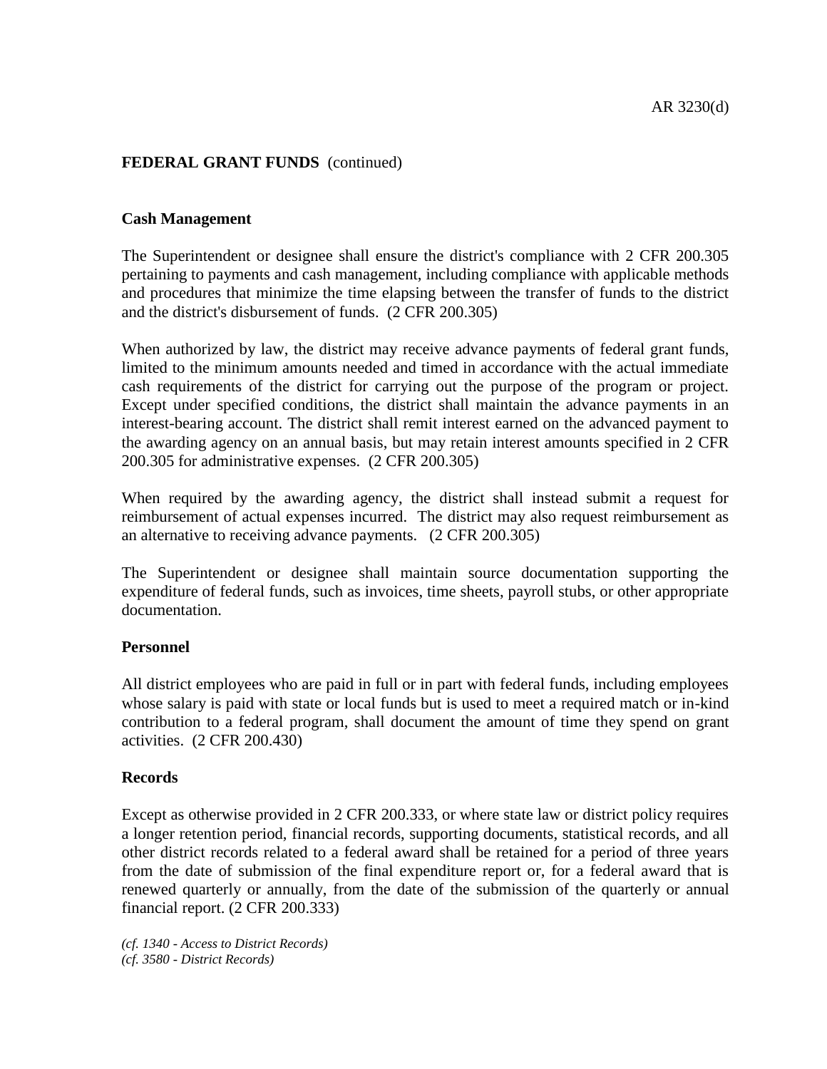**FEDERAL GRANT FUNDS** (continued)

**Cash Management**

The Superintendent or designee shall ensure the district's compliance with 2 CFR 200.305 pertaining to payments and cash management, including compliance with applicable methods and procedures that minimize the time elapsing between the transfer of funds to the district and the district's disbursement of funds. (2 CFR 200.305)

When authorized by law, the district may receive advance payments of federal grant funds, limited to the minimum amounts needed and timed in accordance with the actual immediate cash requirements of the district for carrying out the purpose of the program or project. Except under specified conditions, the district shall maintain the advance payments in an interest-bearing account. The district shall remit interest earned on the advanced payment to the awarding agency on an annual basis, but may retain interest amounts specified in 2 CFR 200.305 for administrative expenses. (2 CFR 200.305)

When required by the awarding agency, the district shall instead submit a request for reimbursement of actual expenses incurred. The district may also request reimbursement as an alternative to receiving advance payments. (2 CFR 200.305)

The Superintendent or designee shall maintain source documentation supporting the expenditure of federal funds, such as invoices, time sheets, payroll stubs, or other appropriate documentation.

**Personnel**

All district employees who are paid in full or in part with federal funds, including employees whose salary is paid with state or local funds but is used to meet a required match or in-kind contribution to a federal program, shall document the amount of time they spend on grant activities. (2 CFR 200.430)

**Records**

Except as otherwise provided in 2 CFR 200.333, or where state law or district policy requires a longer retention period, financial records, supporting documents, statistical records, and all other district records related to a federal award shall be retained for a period of three years from the date of submission of the final expenditure report or, for a federal award that is renewed quarterly or annually, from the date of the submission of the quarterly or annual financial report. (2 CFR 200.333)

*(cf. 1340 - Access to District Records)*
*(cf. 3580 - District Records)*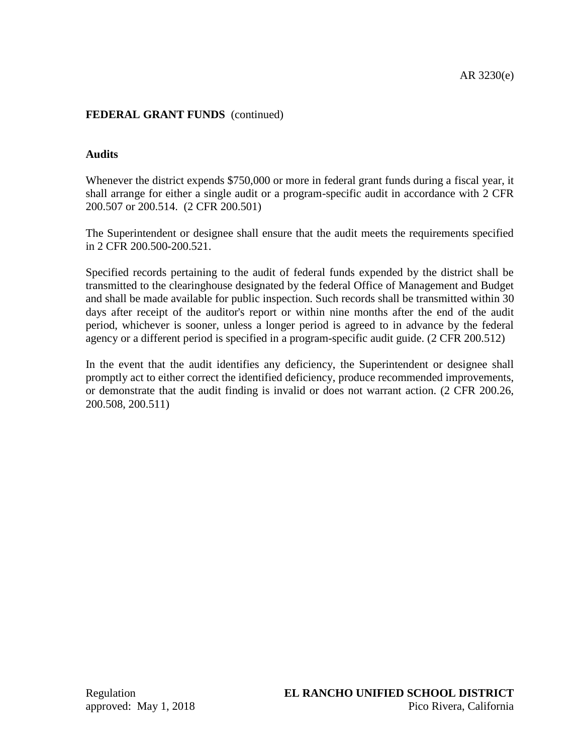**FEDERAL GRANT FUNDS** (continued)

**Audits**

Whenever the district expends $750,000 or more in federal grant funds during a fiscal year, it shall arrange for either a single audit or a program-specific audit in accordance with 2 CFR 200.507 or 200.514. (2 CFR 200.501)

The Superintendent or designee shall ensure that the audit meets the requirements specified in 2 CFR 200.500-200.521.

Specified records pertaining to the audit of federal funds expended by the district shall be transmitted to the clearinghouse designated by the federal Office of Management and Budget and shall be made available for public inspection. Such records shall be transmitted within 30 days after receipt of the auditor's report or within nine months after the end of the audit period, whichever is sooner, unless a longer period is agreed to in advance by the federal agency or a different period is specified in a program-specific audit guide. (2 CFR 200.512)

In the event that the audit identifies any deficiency, the Superintendent or designee shall promptly act to either correct the identified deficiency, produce recommended improvements, or demonstrate that the audit finding is invalid or does not warrant action. (2 CFR 200.26, 200.508, 200.511)

Regulation approved: May 1, 2018

**EL RANCHO UNIFIED SCHOOL DISTRICT**
Pico Rivera, California